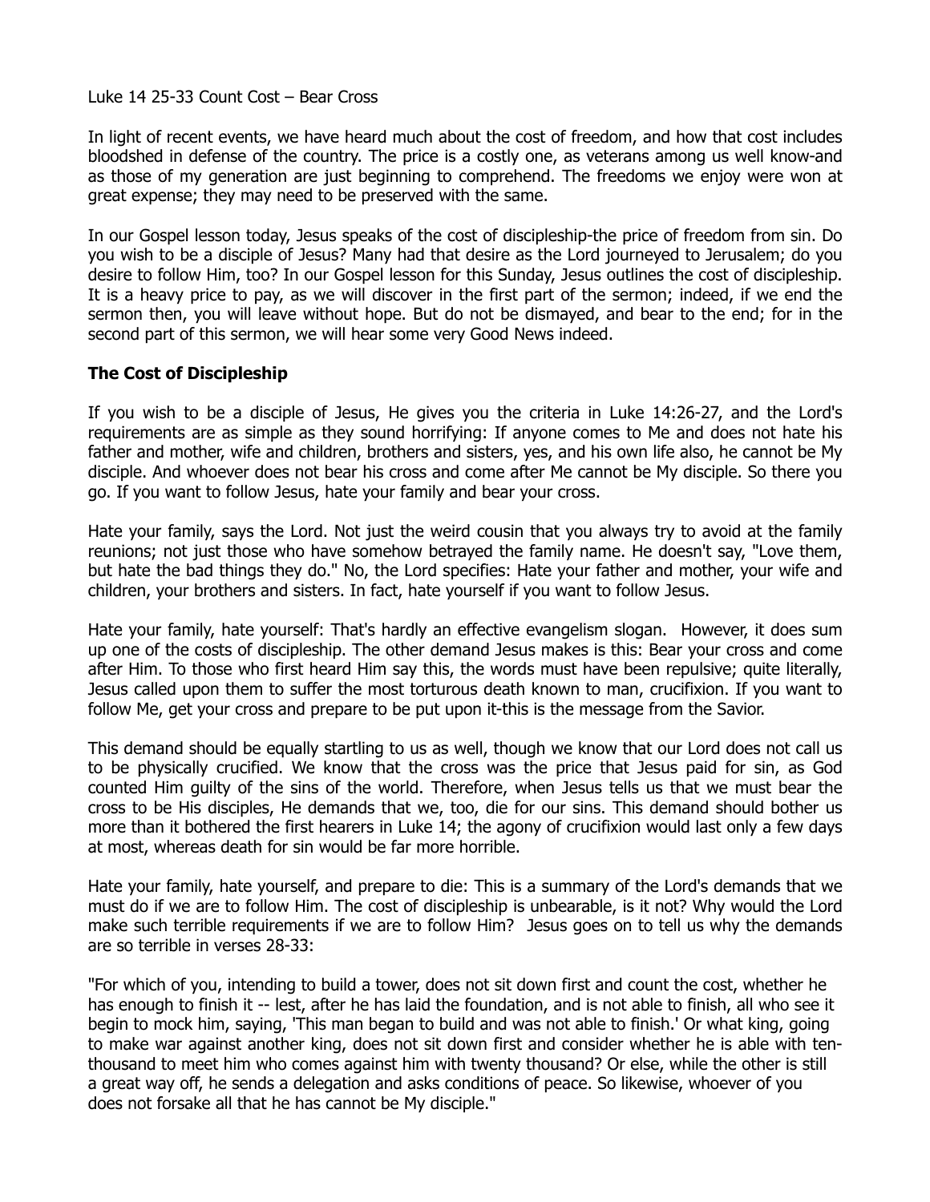Luke 14 25-33 Count Cost – Bear Cross

In light of recent events, we have heard much about the cost of freedom, and how that cost includes bloodshed in defense of the country. The price is a costly one, as veterans among us well know-and as those of my generation are just beginning to comprehend. The freedoms we enjoy were won at great expense; they may need to be preserved with the same.

In our Gospel lesson today, Jesus speaks of the cost of discipleship-the price of freedom from sin. Do you wish to be a disciple of Jesus? Many had that desire as the Lord journeyed to Jerusalem; do you desire to follow Him, too? In our Gospel lesson for this Sunday, Jesus outlines the cost of discipleship. It is a heavy price to pay, as we will discover in the first part of the sermon; indeed, if we end the sermon then, you will leave without hope. But do not be dismayed, and bear to the end; for in the second part of this sermon, we will hear some very Good News indeed.

**The Cost of Discipleship**

If you wish to be a disciple of Jesus, He gives you the criteria in Luke 14:26-27, and the Lord's requirements are as simple as they sound horrifying: If anyone comes to Me and does not hate his father and mother, wife and children, brothers and sisters, yes, and his own life also, he cannot be My disciple. And whoever does not bear his cross and come after Me cannot be My disciple. So there you go. If you want to follow Jesus, hate your family and bear your cross.

Hate your family, says the Lord. Not just the weird cousin that you always try to avoid at the family reunions; not just those who have somehow betrayed the family name. He doesn't say, "Love them, but hate the bad things they do." No, the Lord specifies: Hate your father and mother, your wife and children, your brothers and sisters. In fact, hate yourself if you want to follow Jesus.

Hate your family, hate yourself: That's hardly an effective evangelism slogan. However, it does sum up one of the costs of discipleship. The other demand Jesus makes is this: Bear your cross and come after Him. To those who first heard Him say this, the words must have been repulsive; quite literally, Jesus called upon them to suffer the most torturous death known to man, crucifixion. If you want to follow Me, get your cross and prepare to be put upon it-this is the message from the Savior.

This demand should be equally startling to us as well, though we know that our Lord does not call us to be physically crucified. We know that the cross was the price that Jesus paid for sin, as God counted Him guilty of the sins of the world. Therefore, when Jesus tells us that we must bear the cross to be His disciples, He demands that we, too, die for our sins. This demand should bother us more than it bothered the first hearers in Luke 14; the agony of crucifixion would last only a few days at most, whereas death for sin would be far more horrible.

Hate your family, hate yourself, and prepare to die: This is a summary of the Lord's demands that we must do if we are to follow Him. The cost of discipleship is unbearable, is it not? Why would the Lord make such terrible requirements if we are to follow Him? Jesus goes on to tell us why the demands are so terrible in verses 28-33:

"For which of you, intending to build a tower, does not sit down first and count the cost, whether he has enough to finish it -- lest, after he has laid the foundation, and is not able to finish, all who see it begin to mock him, saying, 'This man began to build and was not able to finish.' Or what king, going to make war against another king, does not sit down first and consider whether he is able with ten-thousand to meet him who comes against him with twenty thousand? Or else, while the other is still a great way off, he sends a delegation and asks conditions of peace. So likewise, whoever of you does not forsake all that he has cannot be My disciple."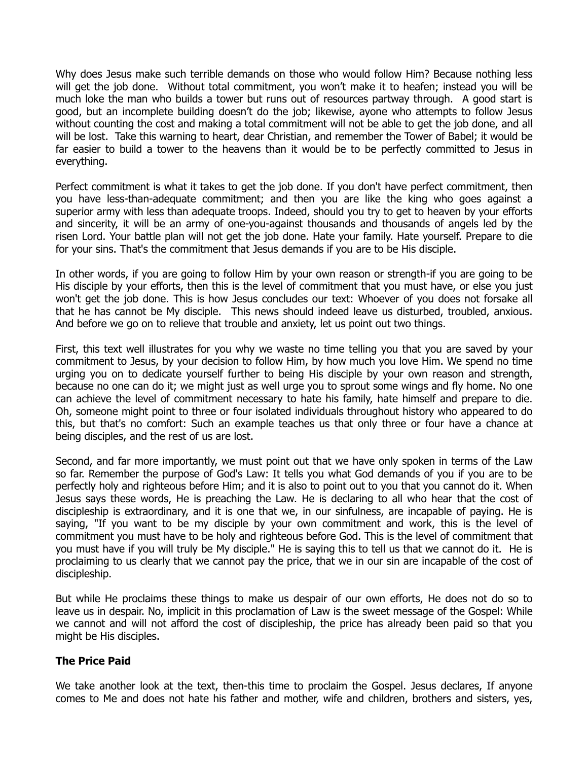Why does Jesus make such terrible demands on those who would follow Him? Because nothing less will get the job done. Without total commitment, you won't make it to heafen; instead you will be much loke the man who builds a tower but runs out of resources partway through. A good start is good, but an incomplete building doesn't do the job; likewise, ayone who attempts to follow Jesus without counting the cost and making a total commitment will not be able to get the job done, and all will be lost. Take this warning to heart, dear Christian, and remember the Tower of Babel; it would be far easier to build a tower to the heavens than it would be to be perfectly committed to Jesus in everything.

Perfect commitment is what it takes to get the job done. If you don't have perfect commitment, then you have less-than-adequate commitment; and then you are like the king who goes against a superior army with less than adequate troops. Indeed, should you try to get to heaven by your efforts and sincerity, it will be an army of one-you-against thousands and thousands of angels led by the risen Lord. Your battle plan will not get the job done. Hate your family. Hate yourself. Prepare to die for your sins. That's the commitment that Jesus demands if you are to be His disciple.

In other words, if you are going to follow Him by your own reason or strength-if you are going to be His disciple by your efforts, then this is the level of commitment that you must have, or else you just won't get the job done. This is how Jesus concludes our text: Whoever of you does not forsake all that he has cannot be My disciple. This news should indeed leave us disturbed, troubled, anxious. And before we go on to relieve that trouble and anxiety, let us point out two things.

First, this text well illustrates for you why we waste no time telling you that you are saved by your commitment to Jesus, by your decision to follow Him, by how much you love Him. We spend no time urging you on to dedicate yourself further to being His disciple by your own reason and strength, because no one can do it; we might just as well urge you to sprout some wings and fly home. No one can achieve the level of commitment necessary to hate his family, hate himself and prepare to die. Oh, someone might point to three or four isolated individuals throughout history who appeared to do this, but that's no comfort: Such an example teaches us that only three or four have a chance at being disciples, and the rest of us are lost.

Second, and far more importantly, we must point out that we have only spoken in terms of the Law so far. Remember the purpose of God's Law: It tells you what God demands of you if you are to be perfectly holy and righteous before Him; and it is also to point out to you that you cannot do it. When Jesus says these words, He is preaching the Law. He is declaring to all who hear that the cost of discipleship is extraordinary, and it is one that we, in our sinfulness, are incapable of paying. He is saying, "If you want to be my disciple by your own commitment and work, this is the level of commitment you must have to be holy and righteous before God. This is the level of commitment that you must have if you will truly be My disciple." He is saying this to tell us that we cannot do it. He is proclaiming to us clearly that we cannot pay the price, that we in our sin are incapable of the cost of discipleship.

But while He proclaims these things to make us despair of our own efforts, He does not do so to leave us in despair. No, implicit in this proclamation of Law is the sweet message of the Gospel: While we cannot and will not afford the cost of discipleship, the price has already been paid so that you might be His disciples.

**The Price Paid**

We take another look at the text, then-this time to proclaim the Gospel. Jesus declares, If anyone comes to Me and does not hate his father and mother, wife and children, brothers and sisters, yes,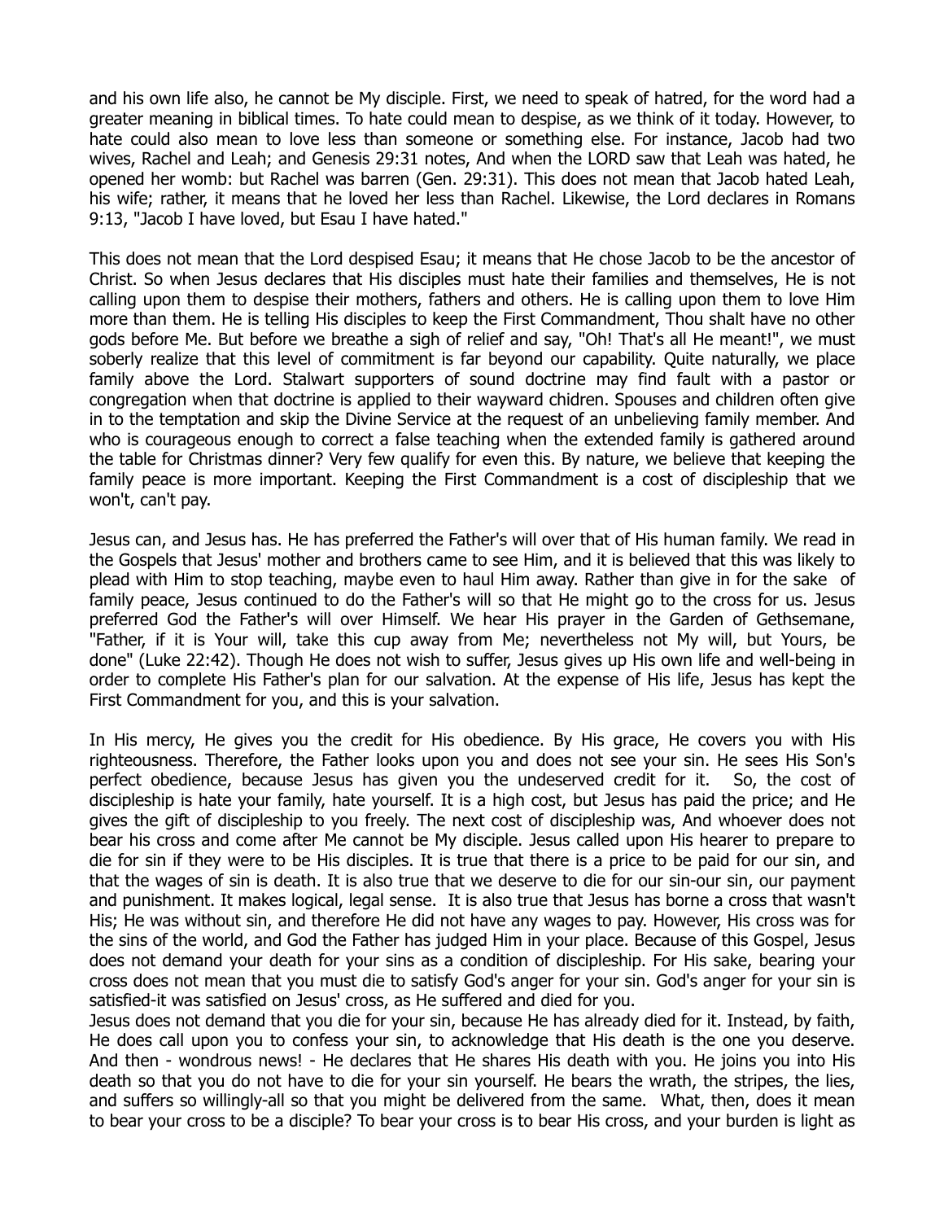and his own life also, he cannot be My disciple. First, we need to speak of hatred, for the word had a greater meaning in biblical times. To hate could mean to despise, as we think of it today. However, to hate could also mean to love less than someone or something else. For instance, Jacob had two wives, Rachel and Leah; and Genesis 29:31 notes, And when the LORD saw that Leah was hated, he opened her womb: but Rachel was barren (Gen. 29:31). This does not mean that Jacob hated Leah, his wife; rather, it means that he loved her less than Rachel. Likewise, the Lord declares in Romans 9:13, "Jacob I have loved, but Esau I have hated."

This does not mean that the Lord despised Esau; it means that He chose Jacob to be the ancestor of Christ. So when Jesus declares that His disciples must hate their families and themselves, He is not calling upon them to despise their mothers, fathers and others. He is calling upon them to love Him more than them. He is telling His disciples to keep the First Commandment, Thou shalt have no other gods before Me. But before we breathe a sigh of relief and say, "Oh! That's all He meant!", we must soberly realize that this level of commitment is far beyond our capability. Quite naturally, we place family above the Lord. Stalwart supporters of sound doctrine may find fault with a pastor or congregation when that doctrine is applied to their wayward chidren. Spouses and children often give in to the temptation and skip the Divine Service at the request of an unbelieving family member. And who is courageous enough to correct a false teaching when the extended family is gathered around the table for Christmas dinner? Very few qualify for even this. By nature, we believe that keeping the family peace is more important. Keeping the First Commandment is a cost of discipleship that we won't, can't pay.

Jesus can, and Jesus has. He has preferred the Father's will over that of His human family. We read in the Gospels that Jesus' mother and brothers came to see Him, and it is believed that this was likely to plead with Him to stop teaching, maybe even to haul Him away. Rather than give in for the sake of family peace, Jesus continued to do the Father's will so that He might go to the cross for us. Jesus preferred God the Father's will over Himself. We hear His prayer in the Garden of Gethsemane, "Father, if it is Your will, take this cup away from Me; nevertheless not My will, but Yours, be done" (Luke 22:42). Though He does not wish to suffer, Jesus gives up His own life and well-being in order to complete His Father's plan for our salvation. At the expense of His life, Jesus has kept the First Commandment for you, and this is your salvation.

In His mercy, He gives you the credit for His obedience. By His grace, He covers you with His righteousness. Therefore, the Father looks upon you and does not see your sin. He sees His Son's perfect obedience, because Jesus has given you the undeserved credit for it. So, the cost of discipleship is hate your family, hate yourself. It is a high cost, but Jesus has paid the price; and He gives the gift of discipleship to you freely. The next cost of discipleship was, And whoever does not bear his cross and come after Me cannot be My disciple. Jesus called upon His hearer to prepare to die for sin if they were to be His disciples. It is true that there is a price to be paid for our sin, and that the wages of sin is death. It is also true that we deserve to die for our sin-our sin, our payment and punishment. It makes logical, legal sense. It is also true that Jesus has borne a cross that wasn't His; He was without sin, and therefore He did not have any wages to pay. However, His cross was for the sins of the world, and God the Father has judged Him in your place. Because of this Gospel, Jesus does not demand your death for your sins as a condition of discipleship. For His sake, bearing your cross does not mean that you must die to satisfy God's anger for your sin. God's anger for your sin is satisfied-it was satisfied on Jesus' cross, as He suffered and died for you.

Jesus does not demand that you die for your sin, because He has already died for it. Instead, by faith, He does call upon you to confess your sin, to acknowledge that His death is the one you deserve. And then - wondrous news! - He declares that He shares His death with you. He joins you into His death so that you do not have to die for your sin yourself. He bears the wrath, the stripes, the lies, and suffers so willingly-all so that you might be delivered from the same. What, then, does it mean to bear your cross to be a disciple? To bear your cross is to bear His cross, and your burden is light as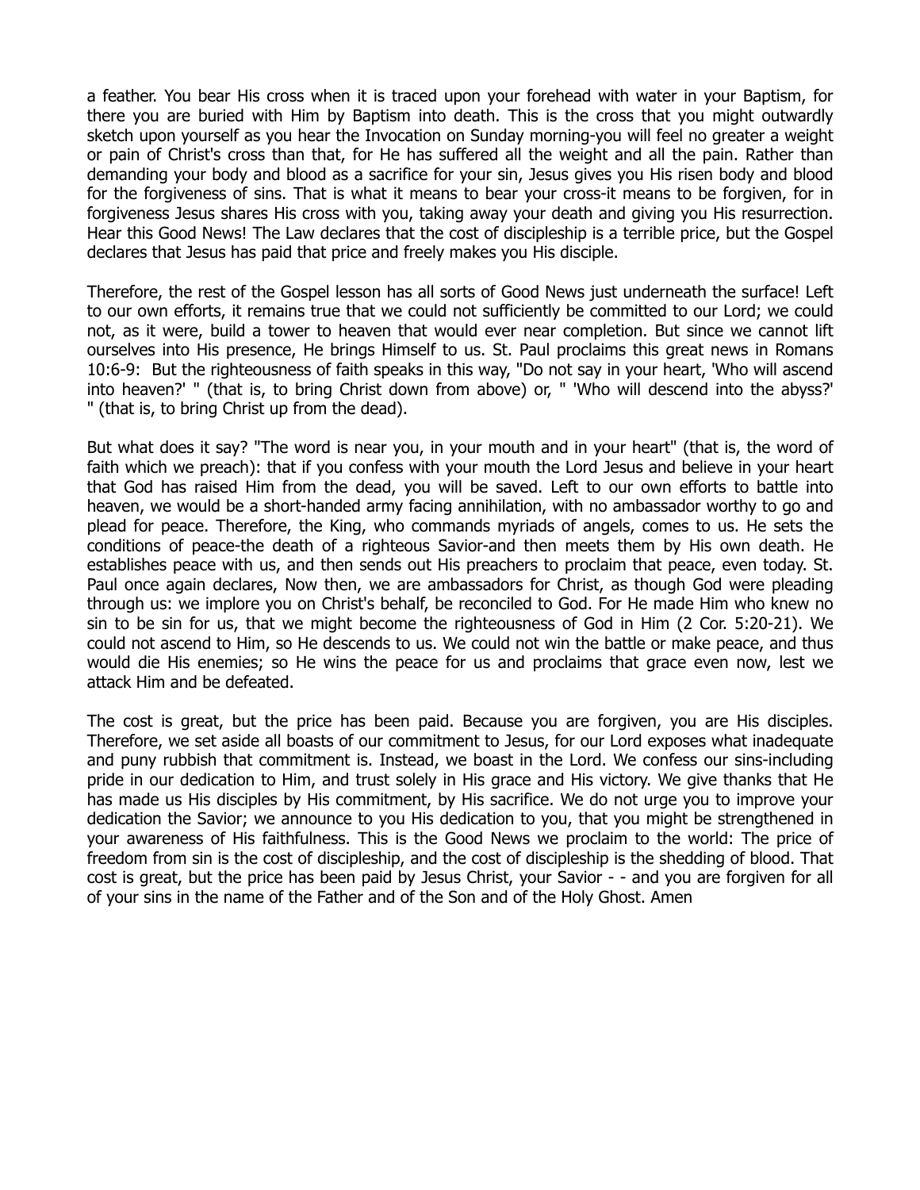a feather. You bear His cross when it is traced upon your forehead with water in your Baptism, for there you are buried with Him by Baptism into death. This is the cross that you might outwardly sketch upon yourself as you hear the Invocation on Sunday morning-you will feel no greater a weight or pain of Christ's cross than that, for He has suffered all the weight and all the pain. Rather than demanding your body and blood as a sacrifice for your sin, Jesus gives you His risen body and blood for the forgiveness of sins. That is what it means to bear your cross-it means to be forgiven, for in forgiveness Jesus shares His cross with you, taking away your death and giving you His resurrection. Hear this Good News! The Law declares that the cost of discipleship is a terrible price, but the Gospel declares that Jesus has paid that price and freely makes you His disciple.

Therefore, the rest of the Gospel lesson has all sorts of Good News just underneath the surface! Left to our own efforts, it remains true that we could not sufficiently be committed to our Lord; we could not, as it were, build a tower to heaven that would ever near completion. But since we cannot lift ourselves into His presence, He brings Himself to us. St. Paul proclaims this great news in Romans 10:6-9: But the righteousness of faith speaks in this way, "Do not say in your heart, 'Who will ascend into heaven?' " (that is, to bring Christ down from above) or, " 'Who will descend into the abyss?' " (that is, to bring Christ up from the dead).

But what does it say? "The word is near you, in your mouth and in your heart" (that is, the word of faith which we preach): that if you confess with your mouth the Lord Jesus and believe in your heart that God has raised Him from the dead, you will be saved. Left to our own efforts to battle into heaven, we would be a short-handed army facing annihilation, with no ambassador worthy to go and plead for peace. Therefore, the King, who commands myriads of angels, comes to us. He sets the conditions of peace-the death of a righteous Savior-and then meets them by His own death. He establishes peace with us, and then sends out His preachers to proclaim that peace, even today. St. Paul once again declares, Now then, we are ambassadors for Christ, as though God were pleading through us: we implore you on Christ's behalf, be reconciled to God. For He made Him who knew no sin to be sin for us, that we might become the righteousness of God in Him (2 Cor. 5:20-21). We could not ascend to Him, so He descends to us. We could not win the battle or make peace, and thus would die His enemies; so He wins the peace for us and proclaims that grace even now, lest we attack Him and be defeated.

The cost is great, but the price has been paid. Because you are forgiven, you are His disciples. Therefore, we set aside all boasts of our commitment to Jesus, for our Lord exposes what inadequate and puny rubbish that commitment is. Instead, we boast in the Lord. We confess our sins-including pride in our dedication to Him, and trust solely in His grace and His victory. We give thanks that He has made us His disciples by His commitment, by His sacrifice. We do not urge you to improve your dedication the Savior; we announce to you His dedication to you, that you might be strengthened in your awareness of His faithfulness. This is the Good News we proclaim to the world: The price of freedom from sin is the cost of discipleship, and the cost of discipleship is the shedding of blood. That cost is great, but the price has been paid by Jesus Christ, your Savior - - and you are forgiven for all of your sins in the name of the Father and of the Son and of the Holy Ghost. Amen